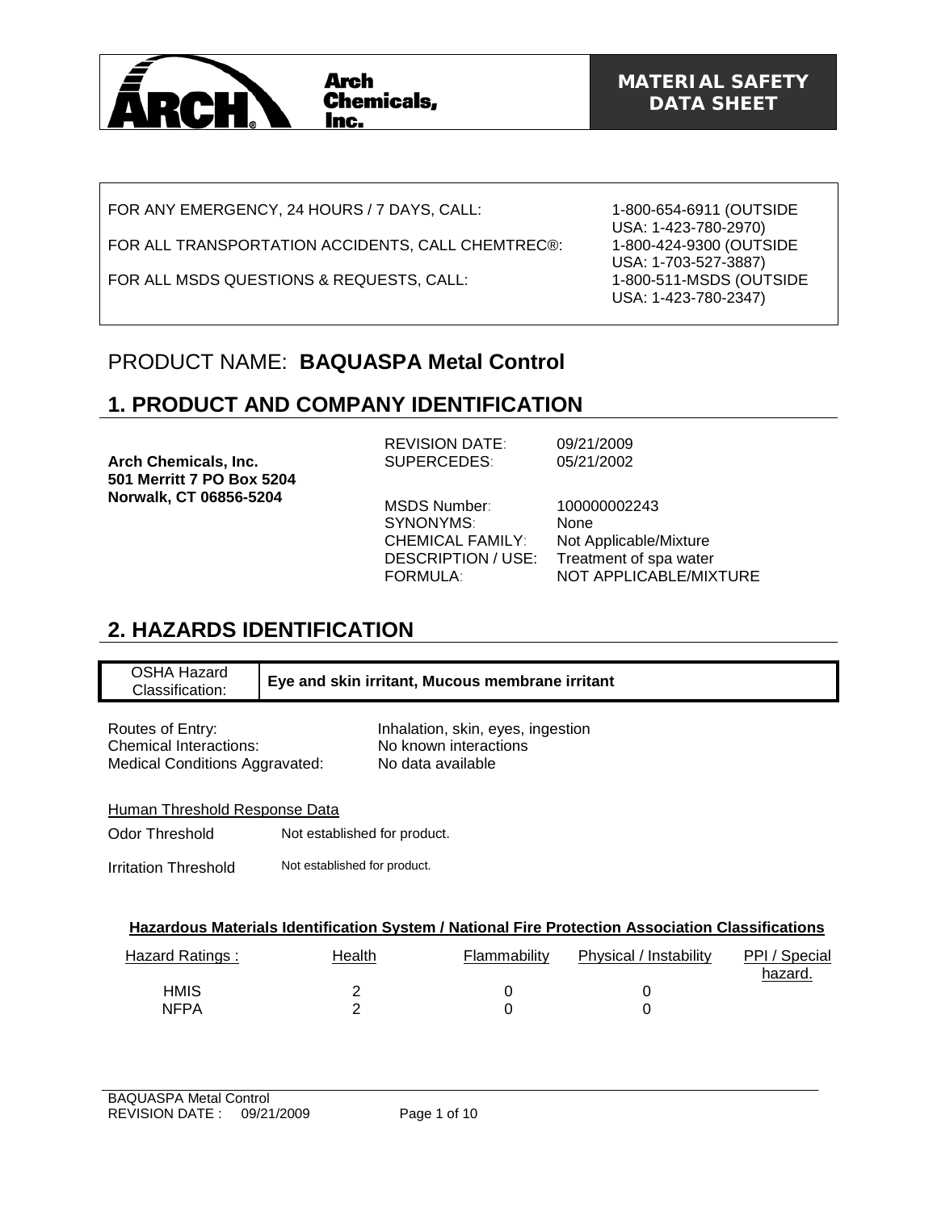Arch Chemicals, Inc.

**MATERIAL SAFETY DATA SHEET**

| | |
|---|---|
| FOR ANY EMERGENCY, 24 HOURS / 7 DAYS, CALL: | 1-800-654-6911 (OUTSIDE USA: 1-423-780-2970) |
| FOR ALL TRANSPORTATION ACCIDENTS, CALL CHEMTREC®: | 1-800-424-9300 (OUTSIDE USA: 1-703-527-3887) |
| FOR ALL MSDS QUESTIONS & REQUESTS, CALL: | 1-800-511-MSDS (OUTSIDE USA: 1-423-780-2347) |

# PRODUCT NAME: **BAQUASPA Metal Control**

## 1. PRODUCT AND COMPANY IDENTIFICATION

**Arch Chemicals, Inc.**
**501 Merritt 7 PO Box 5204**
**Norwalk, CT 06856-5204**

| | |
|---|---|
| REVISION DATE: | 09/21/2009 |
| SUPERCEDES: | 05/21/2002 |
| MSDS Number: | 100000002243 |
| SYNONYMS: | None |
| CHEMICAL FAMILY: | Not Applicable/Mixture |
| DESCRIPTION / USE: | Treatment of spa water |
| FORMULA: | NOT APPLICABLE/MIXTURE |

## 2. HAZARDS IDENTIFICATION

| OSHA Hazard Classification: | **Eye and skin irritant, Mucous membrane irritant** |
|---|---|

| | |
|---|---|
| Routes of Entry: | Inhalation, skin, eyes, ingestion |
| Chemical Interactions: | No known interactions |
| Medical Conditions Aggravated: | No data available |

Human Threshold Response Data

| | |
|---|---|
| Odor Threshold | Not established for product. |
| Irritation Threshold | Not established for product. |

**Hazardous Materials Identification System / National Fire Protection Association Classifications**

| Hazard Ratings : | Health | Flammability | Physical / Instability | PPI / Special hazard. |
|---|---|---|---|---|
| HMIS | 2 | 0 | 0 | |
| NFPA | 2 | 0 | 0 | |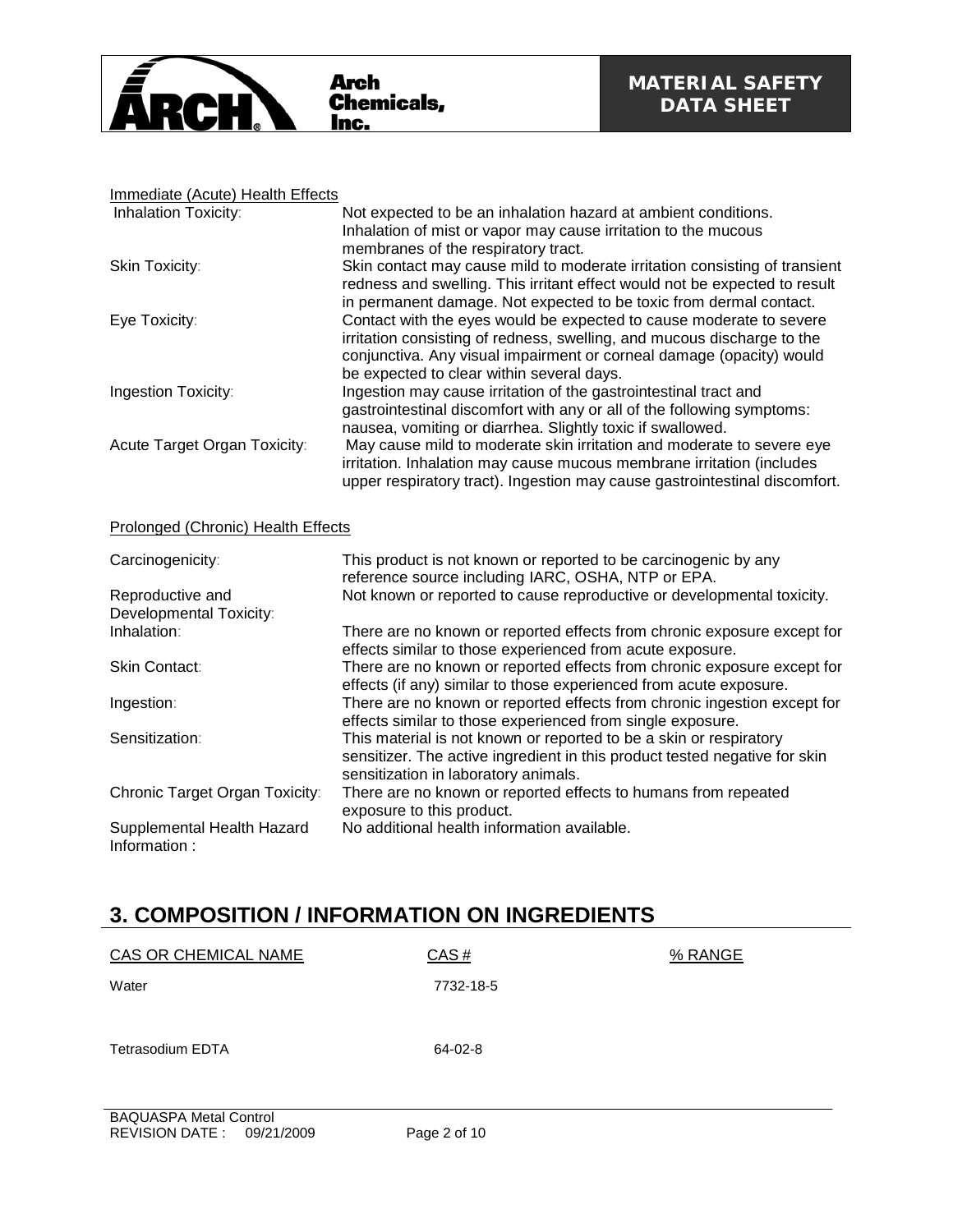Immediate (Acute) Health Effects

| | |
|---|---|
| Inhalation Toxicity: | Not expected to be an inhalation hazard at ambient conditions. Inhalation of mist or vapor may cause irritation to the mucous membranes of the respiratory tract. |
| Skin Toxicity: | Skin contact may cause mild to moderate irritation consisting of transient redness and swelling. This irritant effect would not be expected to result in permanent damage. Not expected to be toxic from dermal contact. |
| Eye Toxicity: | Contact with the eyes would be expected to cause moderate to severe irritation consisting of redness, swelling, and mucous discharge to the conjunctiva. Any visual impairment or corneal damage (opacity) would be expected to clear within several days. |
| Ingestion Toxicity: | Ingestion may cause irritation of the gastrointestinal tract and gastrointestinal discomfort with any or all of the following symptoms: nausea, vomiting or diarrhea. Slightly toxic if swallowed. |
| Acute Target Organ Toxicity: | May cause mild to moderate skin irritation and moderate to severe eye irritation. Inhalation may cause mucous membrane irritation (includes upper respiratory tract). Ingestion may cause gastrointestinal discomfort. |

Prolonged (Chronic) Health Effects

| | |
|---|---|
| Carcinogenicity: | This product is not known or reported to be carcinogenic by any reference source including IARC, OSHA, NTP or EPA. |
| Reproductive and Developmental Toxicity: | Not known or reported to cause reproductive or developmental toxicity. |
| Inhalation: | There are no known or reported effects from chronic exposure except for effects similar to those experienced from acute exposure. |
| Skin Contact: | There are no known or reported effects from chronic exposure except for effects (if any) similar to those experienced from acute exposure. |
| Ingestion: | There are no known or reported effects from chronic ingestion except for effects similar to those experienced from single exposure. |
| Sensitization: | This material is not known or reported to be a skin or respiratory sensitizer. The active ingredient in this product tested negative for skin sensitization in laboratory animals. |
| Chronic Target Organ Toxicity: | There are no known or reported effects to humans from repeated exposure to this product. |
| Supplemental Health Hazard Information : | No additional health information available. |

## 3. COMPOSITION / INFORMATION ON INGREDIENTS

| CAS OR CHEMICAL NAME | CAS # | % RANGE |
|---|---|---|
| Water | 7732-18-5 | |
| Tetrasodium EDTA | 64-02-8 | |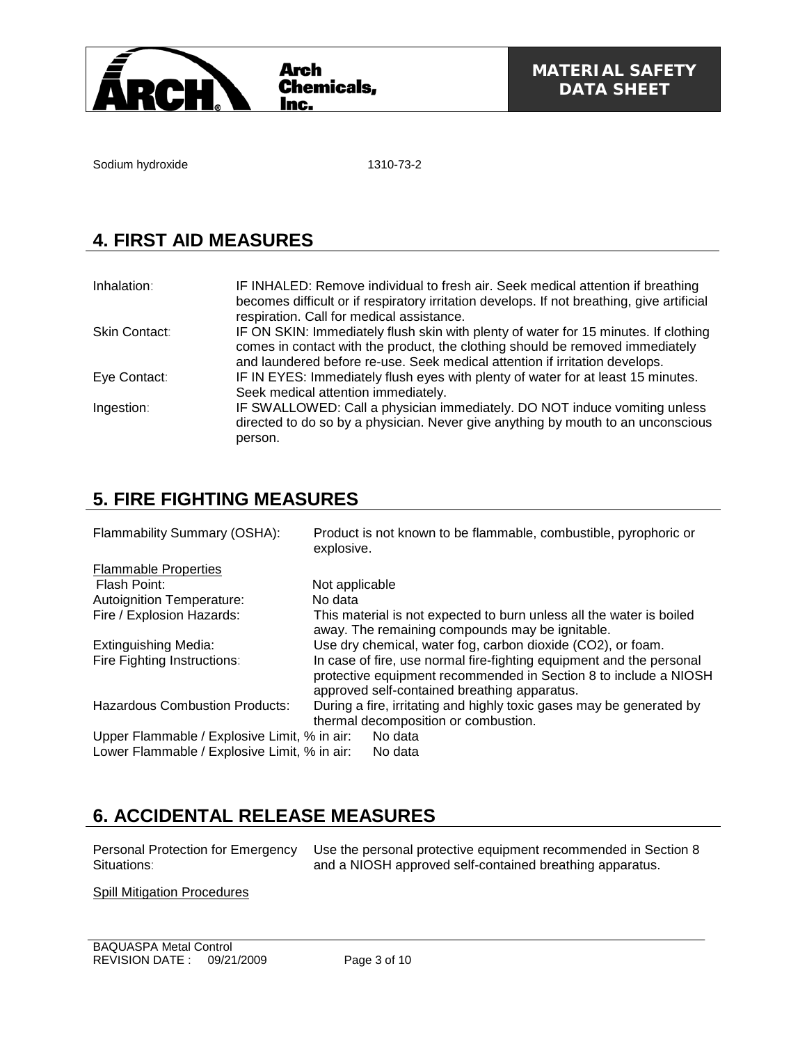Sodium hydroxide 1310-73-2

## 4. FIRST AID MEASURES

| | |
|---|---|
| Inhalation: | IF INHALED: Remove individual to fresh air. Seek medical attention if breathing becomes difficult or if respiratory irritation develops. If not breathing, give artificial respiration. Call for medical assistance. |
| Skin Contact: | IF ON SKIN: Immediately flush skin with plenty of water for 15 minutes. If clothing comes in contact with the product, the clothing should be removed immediately and laundered before re-use. Seek medical attention if irritation develops. |
| Eye Contact: | IF IN EYES: Immediately flush eyes with plenty of water for at least 15 minutes. Seek medical attention immediately. |
| Ingestion: | IF SWALLOWED: Call a physician immediately. DO NOT induce vomiting unless directed to do so by a physician. Never give anything by mouth to an unconscious person. |

## 5. FIRE FIGHTING MEASURES

| | |
|---|---|
| Flammability Summary (OSHA): | Product is not known to be flammable, combustible, pyrophoric or explosive. |
| Flammable Properties | |
| Flash Point: | Not applicable |
| Autoignition Temperature: | No data |
| Fire / Explosion Hazards: | This material is not expected to burn unless all the water is boiled away. The remaining compounds may be ignitable. |
| Extinguishing Media: | Use dry chemical, water fog, carbon dioxide ($CO_2$), or foam. |
| Fire Fighting Instructions: | In case of fire, use normal fire-fighting equipment and the personal protective equipment recommended in Section 8 to include a NIOSH approved self-contained breathing apparatus. |
| Hazardous Combustion Products: | During a fire, irritating and highly toxic gases may be generated by thermal decomposition or combustion. |
| Upper Flammable / Explosive Limit, % in air: | No data |
| Lower Flammable / Explosive Limit, % in air: | No data |

## 6. ACCIDENTAL RELEASE MEASURES

| | |
|---|---|
| Personal Protection for Emergency Situations: | Use the personal protective equipment recommended in Section 8 and a NIOSH approved self-contained breathing apparatus. |

Spill Mitigation Procedures

BAQUASPA Metal Control
REVISION DATE : 09/21/2009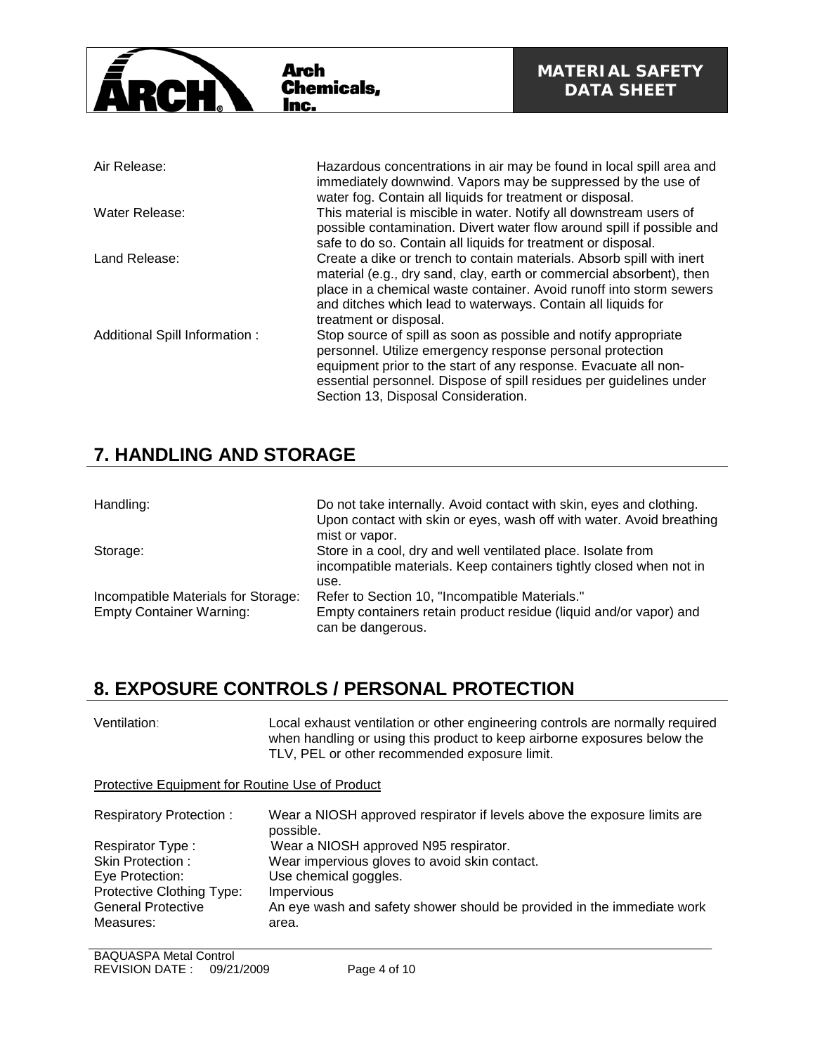| | |
|---|---|
| Air Release: | Hazardous concentrations in air may be found in local spill area and immediately downwind. Vapors may be suppressed by the use of water fog. Contain all liquids for treatment or disposal. |
| Water Release: | This material is miscible in water. Notify all downstream users of possible contamination. Divert water flow around spill if possible and safe to do so. Contain all liquids for treatment or disposal. |
| Land Release: | Create a dike or trench to contain materials. Absorb spill with inert material (e.g., dry sand, clay, earth or commercial absorbent), then place in a chemical waste container. Avoid runoff into storm sewers and ditches which lead to waterways. Contain all liquids for treatment or disposal. |
| Additional Spill Information : | Stop source of spill as soon as possible and notify appropriate personnel. Utilize emergency response personal protection equipment prior to the start of any response. Evacuate all non-essential personnel. Dispose of spill residues per guidelines under Section 13, Disposal Consideration. |

## 7. HANDLING AND STORAGE

| | |
|---|---|
| Handling: | Do not take internally. Avoid contact with skin, eyes and clothing. Upon contact with skin or eyes, wash off with water. Avoid breathing mist or vapor. |
| Storage: | Store in a cool, dry and well ventilated place. Isolate from incompatible materials. Keep containers tightly closed when not in use. |
| Incompatible Materials for Storage: | Refer to Section 10, "Incompatible Materials." |
| Empty Container Warning: | Empty containers retain product residue (liquid and/or vapor) and can be dangerous. |

## 8. EXPOSURE CONTROLS / PERSONAL PROTECTION

| | |
|---|---|
| Ventilation: | Local exhaust ventilation or other engineering controls are normally required when handling or using this product to keep airborne exposures below the TLV, PEL or other recommended exposure limit. |

Protective Equipment for Routine Use of Product

| | |
|---|---|
| Respiratory Protection : | Wear a NIOSH approved respirator if levels above the exposure limits are possible. |
| Respirator Type : | Wear a NIOSH approved N95 respirator. |
| Skin Protection : | Wear impervious gloves to avoid skin contact. |
| Eye Protection: | Use chemical goggles. |
| Protective Clothing Type: | Impervious |
| General Protective Measures: | An eye wash and safety shower should be provided in the immediate work area. |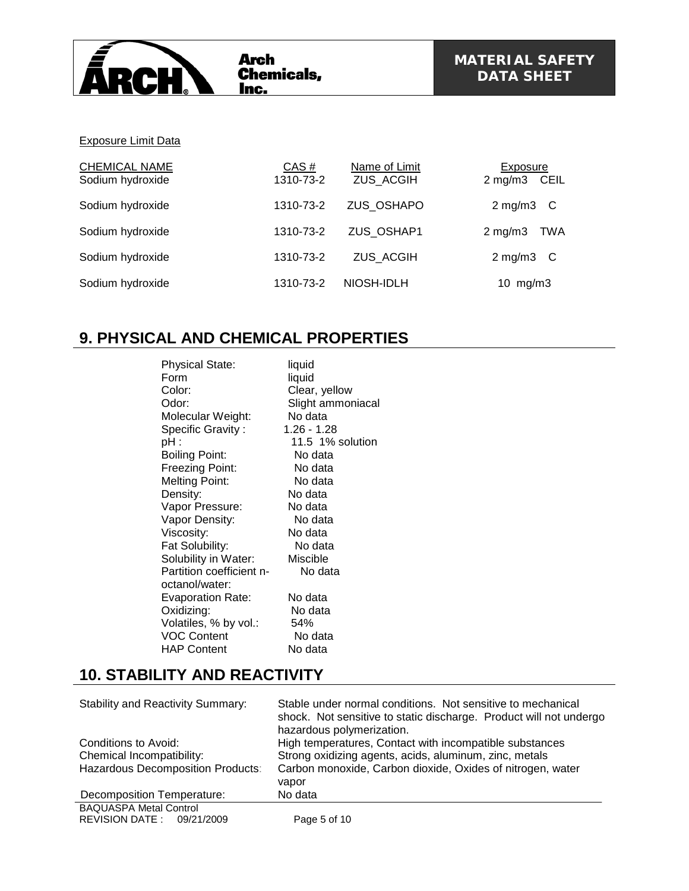Exposure Limit Data

| CHEMICAL NAME | CAS # | Name of Limit | Exposure |
|---|---|---|---|
| Sodium hydroxide | 1310-73-2 | ZUS_ACGIH | 2 mg/m3 CEIL |
| Sodium hydroxide | 1310-73-2 | ZUS_OSHAPO | 2 mg/m3 C |
| Sodium hydroxide | 1310-73-2 | ZUS_OSHAP1 | 2 mg/m3 TWA |
| Sodium hydroxide | 1310-73-2 | ZUS_ACGIH | 2 mg/m3 C |
| Sodium hydroxide | 1310-73-2 | NIOSH-IDLH | 10 mg/m3 |

## 9. PHYSICAL AND CHEMICAL PROPERTIES

| | |
|---|---|
| Physical State: | liquid |
| Form | liquid |
| Color: | Clear, yellow |
| Odor: | Slight ammoniacal |
| Molecular Weight: | No data |
| Specific Gravity : | 1.26 - 1.28 |
| pH : | 11.5 1% solution |
| Boiling Point: | No data |
| Freezing Point: | No data |
| Melting Point: | No data |
| Density: | No data |
| Vapor Pressure: | No data |
| Vapor Density: | No data |
| Viscosity: | No data |
| Fat Solubility: | No data |
| Solubility in Water: | Miscible |
| Partition coefficient n-octanol/water: | No data |
| Evaporation Rate: | No data |
| Oxidizing: | No data |
| Volatiles, % by vol.: | 54% |
| VOC Content | No data |
| HAP Content | No data |

## 10. STABILITY AND REACTIVITY

| | |
|---|---|
| Stability and Reactivity Summary: | Stable under normal conditions. Not sensitive to mechanical shock. Not sensitive to static discharge. Product will not undergo hazardous polymerization. |
| Conditions to Avoid: | High temperatures, Contact with incompatible substances |
| Chemical Incompatibility: | Strong oxidizing agents, acids, aluminum, zinc, metals |
| Hazardous Decomposition Products: | Carbon monoxide, Carbon dioxide, Oxides of nitrogen, water vapor |
| Decomposition Temperature: | No data |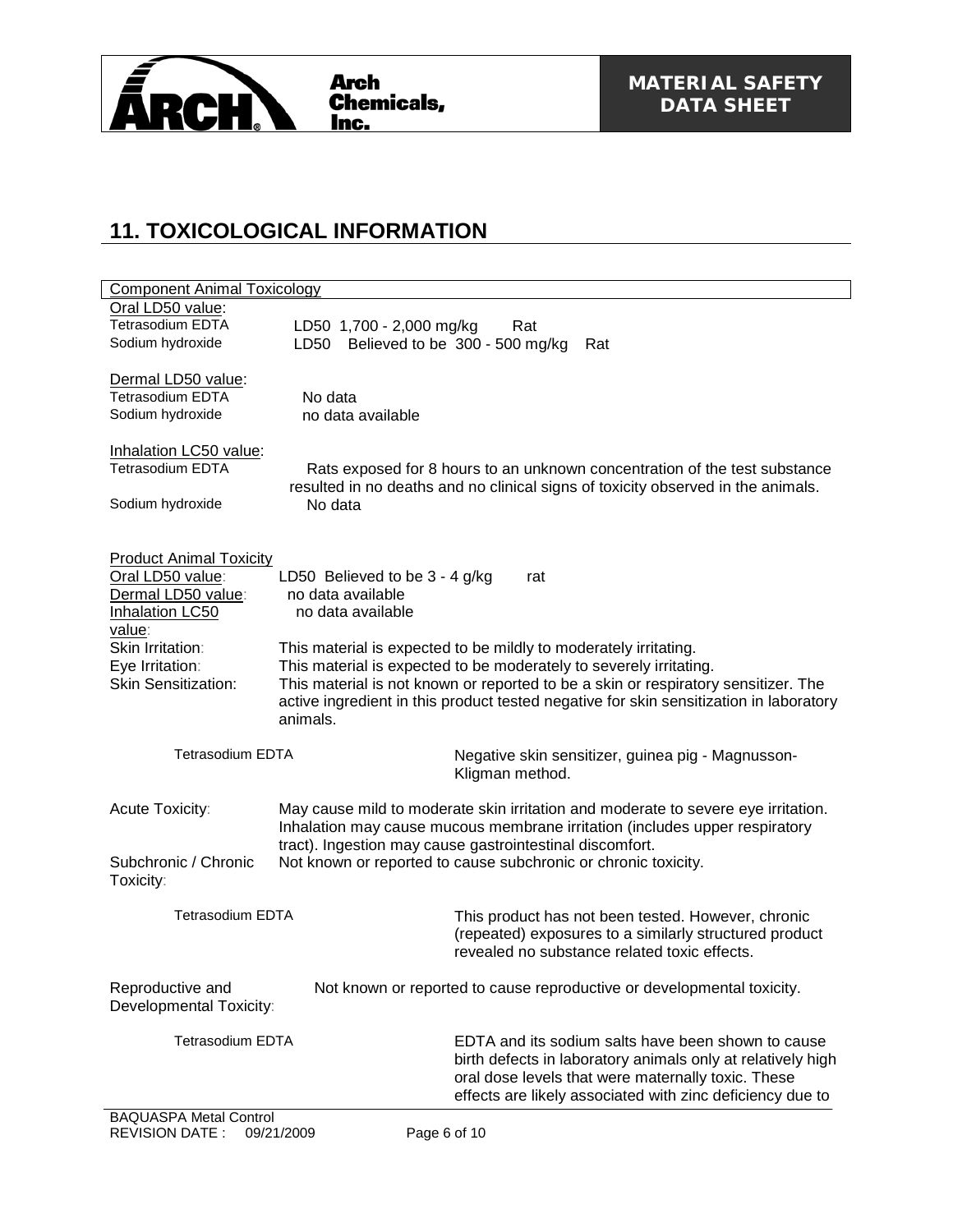## 11. TOXICOLOGICAL INFORMATION

**Component Animal Toxicology**

Oral LD50 value:

| | |
|---|---|
| Tetrasodium EDTA | LD50 1,700 - 2,000 mg/kg Rat |
| Sodium hydroxide | LD50 Believed to be 300 - 500 mg/kg Rat |

Dermal LD50 value:

| | |
|---|---|
| Tetrasodium EDTA | No data |
| Sodium hydroxide | no data available |

Inhalation LC50 value:

| | |
|---|---|
| Tetrasodium EDTA | Rats exposed for 8 hours to an unknown concentration of the test substance resulted in no deaths and no clinical signs of toxicity observed in the animals. |
| Sodium hydroxide | No data |

**Product Animal Toxicity**

| | |
|---|---|
| Oral LD50 value: | LD50 Believed to be 3 - 4 g/kg rat |
| Dermal LD50 value: | no data available |
| Inhalation LC50 value: | no data available |
| Skin Irritation: | This material is expected to be mildly to moderately irritating. |
| Eye Irritation: | This material is expected to be moderately to severely irritating. |
| Skin Sensitization: | This material is not known or reported to be a skin or respiratory sensitizer. The active ingredient in this product tested negative for skin sensitization in laboratory animals. |

Tetrasodium EDTA: Negative skin sensitizer, guinea pig - Magnusson-Kligman method.

| | |
|---|---|
| Acute Toxicity: | May cause mild to moderate skin irritation and moderate to severe eye irritation. Inhalation may cause mucous membrane irritation (includes upper respiratory tract). Ingestion may cause gastrointestinal discomfort. |
| Subchronic / Chronic Toxicity: | Not known or reported to cause subchronic or chronic toxicity. |

Tetrasodium EDTA: This product has not been tested. However, chronic (repeated) exposures to a similarly structured product revealed no substance related toxic effects.

| | |
|---|---|
| Reproductive and Developmental Toxicity: | Not known or reported to cause reproductive or developmental toxicity. |

Tetrasodium EDTA: EDTA and its sodium salts have been shown to cause birth defects in laboratory animals only at relatively high oral dose levels that were maternally toxic. These effects are likely associated with zinc deficiency due to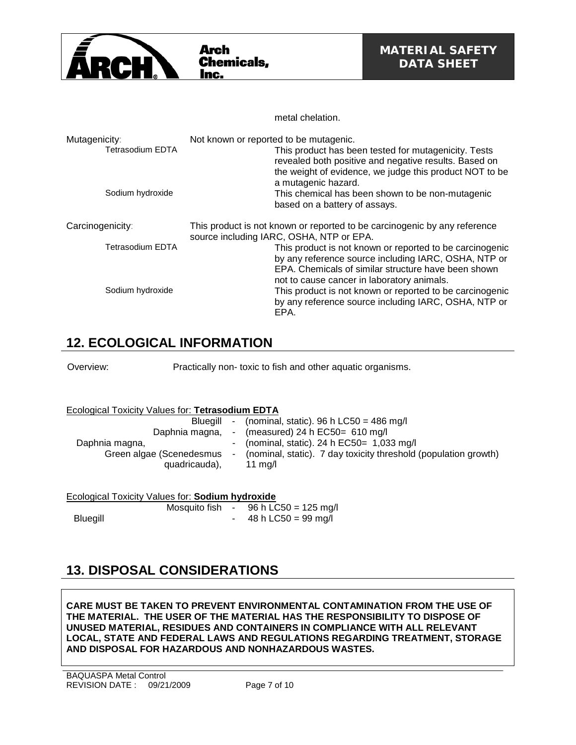metal chelation.

Mutagenicity: Not known or reported to be mutagenic.

Tetrasodium EDTA: This product has been tested for mutagenicity. Tests revealed both positive and negative results. Based on the weight of evidence, we judge this product NOT to be a mutagenic hazard.

Sodium hydroxide: This chemical has been shown to be non-mutagenic based on a battery of assays.

Carcinogenicity: This product is not known or reported to be carcinogenic by any reference source including IARC, OSHA, NTP or EPA.

Tetrasodium EDTA: This product is not known or reported to be carcinogenic by any reference source including IARC, OSHA, NTP or EPA. Chemicals of similar structure have been shown not to cause cancer in laboratory animals.

Sodium hydroxide: This product is not known or reported to be carcinogenic by any reference source including IARC, OSHA, NTP or EPA.

## 12. ECOLOGICAL INFORMATION

Overview: Practically non- toxic to fish and other aquatic organisms.

Ecological Toxicity Values for: **Tetrasodium EDTA**

| Organism | | Value |
|---|---|---|
| Bluegill | - | (nominal, static). 96 h LC50 = 486 mg/l |
| Daphnia magna, | - | (measured) 24 h EC50= 610 mg/l |
| Daphnia magna, | - | (nominal, static). 24 h EC50= 1,033 mg/l |
| Green algae (Scenedesmus quadricauda), | - | (nominal, static). 7 day toxicity threshold (population growth) 11 mg/l |

Ecological Toxicity Values for: **Sodium hydroxide**

| Organism | | Value |
|---|---|---|
| Mosquito fish | - | 96 h LC50 = 125 mg/l |
| Bluegill | - | 48 h LC50 = 99 mg/l |

## 13. DISPOSAL CONSIDERATIONS

**CARE MUST BE TAKEN TO PREVENT ENVIRONMENTAL CONTAMINATION FROM THE USE OF THE MATERIAL. THE USER OF THE MATERIAL HAS THE RESPONSIBILITY TO DISPOSE OF UNUSED MATERIAL, RESIDUES AND CONTAINERS IN COMPLIANCE WITH ALL RELEVANT LOCAL, STATE AND FEDERAL LAWS AND REGULATIONS REGARDING TREATMENT, STORAGE AND DISPOSAL FOR HAZARDOUS AND NONHAZARDOUS WASTES.**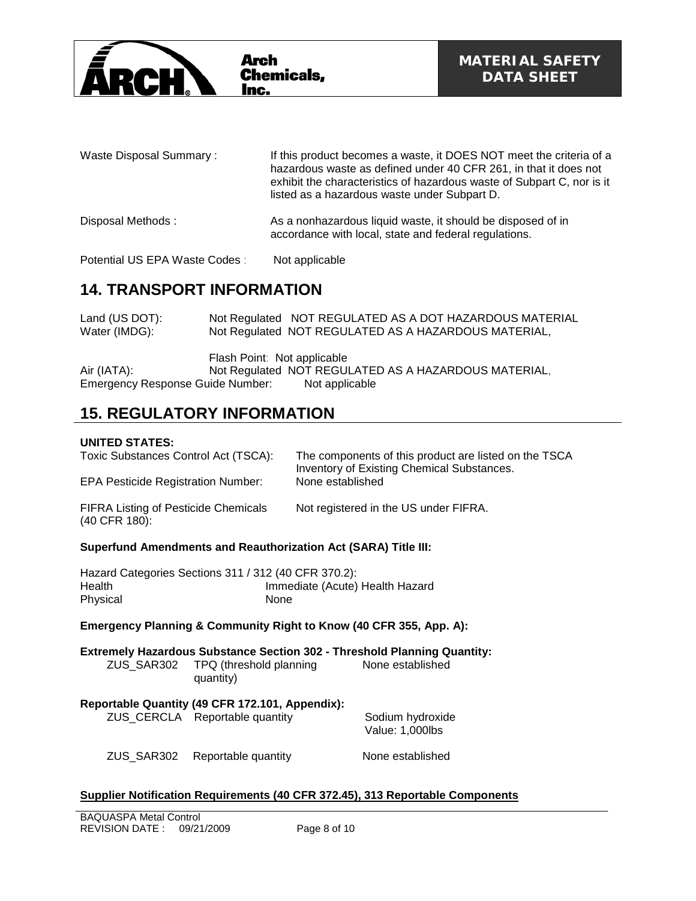Waste Disposal Summary : If this product becomes a waste, it DOES NOT meet the criteria of a hazardous waste as defined under 40 CFR 261, in that it does not exhibit the characteristics of hazardous waste of Subpart C, nor is it listed as a hazardous waste under Subpart D.

Disposal Methods : As a nonhazardous liquid waste, it should be disposed of in accordance with local, state and federal regulations.

Potential US EPA Waste Codes : Not applicable

# 14. TRANSPORT INFORMATION

Land (US DOT): Not Regulated NOT REGULATED AS A DOT HAZARDOUS MATERIAL
Water (IMDG): Not Regulated NOT REGULATED AS A HAZARDOUS MATERIAL,

Flash Point: Not applicable
Air (IATA): Not Regulated NOT REGULATED AS A HAZARDOUS MATERIAL,
Emergency Response Guide Number: Not applicable

# 15. REGULATORY INFORMATION

**UNITED STATES:**

Toxic Substances Control Act (TSCA): The components of this product are listed on the TSCA Inventory of Existing Chemical Substances.

EPA Pesticide Registration Number: None established

FIFRA Listing of Pesticide Chemicals (40 CFR 180): Not registered in the US under FIFRA.

**Superfund Amendments and Reauthorization Act (SARA) Title III:**

Hazard Categories Sections 311 / 312 (40 CFR 370.2):

| | |
|---|---|
| Health | Immediate (Acute) Health Hazard |
| Physical | None |

**Emergency Planning & Community Right to Know (40 CFR 355, App. A):**

**Extremely Hazardous Substance Section 302 - Threshold Planning Quantity:**

| | | |
|---|---|---|
| ZUS_SAR302 | TPQ (threshold planning quantity) | None established |

**Reportable Quantity (49 CFR 172.101, Appendix):**

| | | |
|---|---|---|
| ZUS_CERCLA | Reportable quantity | Sodium hydroxide Value: 1,000lbs |
| ZUS_SAR302 | Reportable quantity | None established |

**Supplier Notification Requirements (40 CFR 372.45), 313 Reportable Components**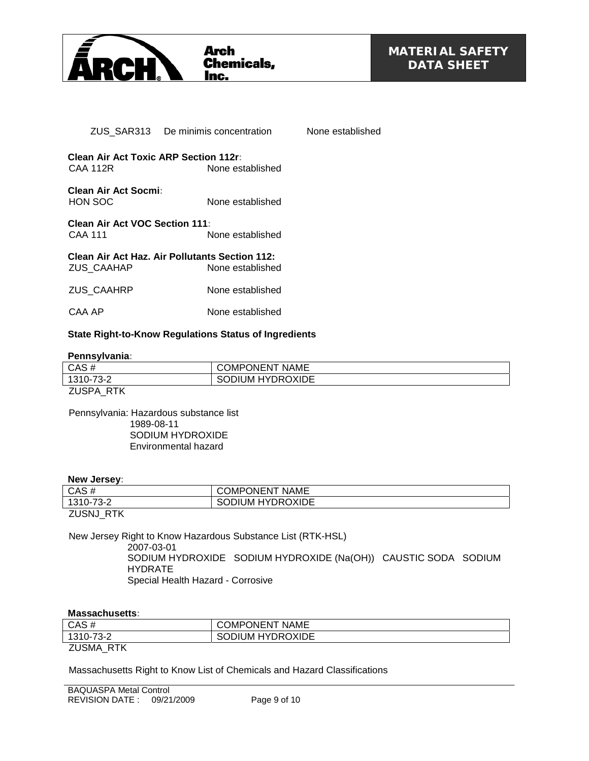ZUS_SAR313 De minimis concentration None established

**Clean Air Act Toxic ARP Section 112r:**

CAA 112R None established

**Clean Air Act Socmi:**

HON SOC None established

**Clean Air Act VOC Section 111:**

CAA 111 None established

**Clean Air Act Haz. Air Pollutants Section 112:**

ZUS_CAAHAP None established

ZUS_CAAHRP None established

CAA AP None established

**State Right-to-Know Regulations Status of Ingredients**

**Pennsylvania:**

| CAS # | COMPONENT NAME |
|---|---|
| 1310-73-2 | SODIUM HYDROXIDE |

ZUSPA_RTK

Pennsylvania: Hazardous substance list
1989-08-11
SODIUM HYDROXIDE
Environmental hazard

**New Jersey:**

| CAS # | COMPONENT NAME |
|---|---|
| 1310-73-2 | SODIUM HYDROXIDE |

ZUSNJ_RTK

New Jersey Right to Know Hazardous Substance List (RTK-HSL)
2007-03-01
SODIUM HYDROXIDE SODIUM HYDROXIDE (Na(OH)) CAUSTIC SODA SODIUM HYDRATE
Special Health Hazard - Corrosive

**Massachusetts:**

| CAS # | COMPONENT NAME |
|---|---|
| 1310-73-2 | SODIUM HYDROXIDE |

ZUSMA_RTK

Massachusetts Right to Know List of Chemicals and Hazard Classifications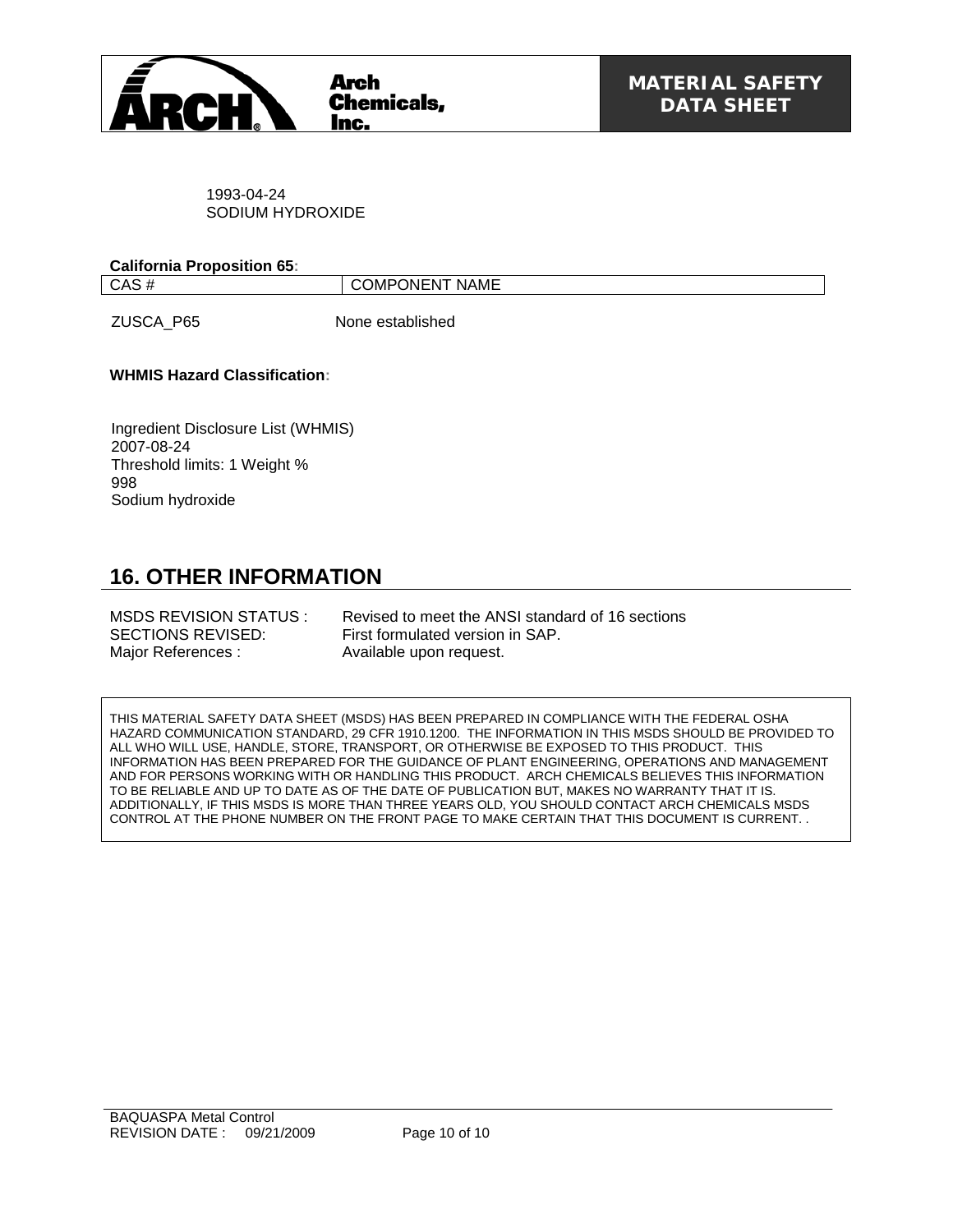1993-04-24
SODIUM HYDROXIDE

**California Proposition 65:**

| CAS # | COMPONENT NAME |
| --- | --- |
| ZUSCA_P65 | None established |

**WHMIS Hazard Classification:**

Ingredient Disclosure List (WHMIS)
2007-08-24
Threshold limits: 1 Weight %
998
Sodium hydroxide

## 16. OTHER INFORMATION

| | |
| --- | --- |
| MSDS REVISION STATUS : | Revised to meet the ANSI standard of 16 sections |
| SECTIONS REVISED: | First formulated version in SAP. |
| Major References : | Available upon request. |

THIS MATERIAL SAFETY DATA SHEET (MSDS) HAS BEEN PREPARED IN COMPLIANCE WITH THE FEDERAL OSHA HAZARD COMMUNICATION STANDARD, 29 CFR 1910.1200. THE INFORMATION IN THIS MSDS SHOULD BE PROVIDED TO ALL WHO WILL USE, HANDLE, STORE, TRANSPORT, OR OTHERWISE BE EXPOSED TO THIS PRODUCT. THIS INFORMATION HAS BEEN PREPARED FOR THE GUIDANCE OF PLANT ENGINEERING, OPERATIONS AND MANAGEMENT AND FOR PERSONS WORKING WITH OR HANDLING THIS PRODUCT. ARCH CHEMICALS BELIEVES THIS INFORMATION TO BE RELIABLE AND UP TO DATE AS OF THE DATE OF PUBLICATION BUT, MAKES NO WARRANTY THAT IT IS. ADDITIONALLY, IF THIS MSDS IS MORE THAN THREE YEARS OLD, YOU SHOULD CONTACT ARCH CHEMICALS MSDS CONTROL AT THE PHONE NUMBER ON THE FRONT PAGE TO MAKE CERTAIN THAT THIS DOCUMENT IS CURRENT. .